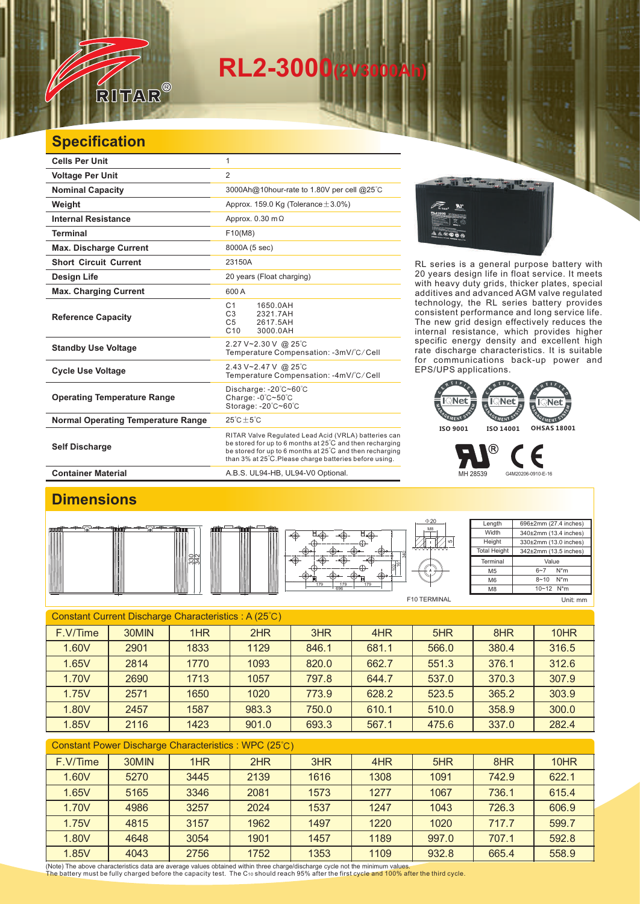# RL2-3000(2V3000Ah)

## Specification

| | |
|---|---|
| **Cells Per Unit** | 1 |
| **Voltage Per Unit** | 2 |
| **Nominal Capacity** | 3000Ah@10hour-rate to 1.80V per cell @25°C |
| **Weight** | Approx. 159.0 Kg (Tolerance±3.0%) |
| **Internal Resistance** | Approx. 0.30 mΩ |
| **Terminal** | F10(M8) |
| **Max. Discharge Current** | 8000A (5 sec) |
| **Short Circuit Current** | 23150A |
| **Design Life** | 20 years (Float charging) |
| **Max. Charging Current** | 600 A |
| **Reference Capacity** | C1 1650.0AH<br>C3 2321.7AH<br>C5 2617.5AH<br>C10 3000.0AH |
| **Standby Use Voltage** | 2.27 V~2.30 V @ 25°C<br>Temperature Compensation: -3mV/°C/Cell |
| **Cycle Use Voltage** | 2.43 V~2.47 V @ 25°C<br>Temperature Compensation: -4mV/°C/Cell |
| **Operating Temperature Range** | Discharge: -20°C~60°C<br>Charge: -0°C~50°C<br>Storage: -20°C~60°C |
| **Normal Operating Temperature Range** | 25°C±5°C |
| **Self Discharge** | RITAR Valve Regulated Lead Acid (VRLA) batteries can be stored for up to 6 months at 25°C and then recharging be stored for up to 6 months at 25°C and then recharging than 3% at 25°C.Please charge batteries before using. |
| **Container Material** | A.B.S. UL94-HB, UL94-V0 Optional. |

RL series is a general purpose battery with 20 years design life in float service. It meets with heavy duty grids, thicker plates, special additives and advanced AGM valve regulated technology, the RL series battery provides consistent performance and long service life. The new grid design effectively reduces the internal resistance, which provides higher specific energy density and excellent high rate discharge characteristics. It is suitable for communications back-up power and EPS/UPS applications.

ISO 9001 ISO 14001 OHSAS 18001

MH 28539 G4M20206-0910-E-16

## Dimensions

| Length | 696±2mm (27.4 inches) |
|---|---|
| Width | 340±2mm (13.4 inches) |
| Height | 330±2mm (13.0 inches) |
| Total Height | 342±2mm (13.5 inches) |

| Terminal | Value |
|---|---|
| M5 | 6~7 N*m |
| M6 | 8~10 N*m |
| M8 | 10~12 N*m |

F10 TERMINAL

Unit: mm

### Constant Current Discharge Characteristics : A (25°C)

| F.V/Time | 30MIN | 1HR | 2HR | 3HR | 4HR | 5HR | 8HR | 10HR |
|---|---|---|---|---|---|---|---|---|
| 1.60V | 2901 | 1833 | 1129 | 846.1 | 681.1 | 566.0 | 380.4 | 316.5 |
| 1.65V | 2814 | 1770 | 1093 | 820.0 | 662.7 | 551.3 | 376.1 | 312.6 |
| 1.70V | 2690 | 1713 | 1057 | 797.8 | 644.7 | 537.0 | 370.3 | 307.9 |
| 1.75V | 2571 | 1650 | 1020 | 773.9 | 628.2 | 523.5 | 365.2 | 303.9 |
| 1.80V | 2457 | 1587 | 983.3 | 750.0 | 610.1 | 510.0 | 358.9 | 300.0 |
| 1.85V | 2116 | 1423 | 901.0 | 693.3 | 567.1 | 475.6 | 337.0 | 282.4 |

### Constant Power Discharge Characteristics : WPC (25°C)

| F.V/Time | 30MIN | 1HR | 2HR | 3HR | 4HR | 5HR | 8HR | 10HR |
|---|---|---|---|---|---|---|---|---|
| 1.60V | 5270 | 3445 | 2139 | 1616 | 1308 | 1091 | 742.9 | 622.1 |
| 1.65V | 5165 | 3346 | 2081 | 1573 | 1277 | 1067 | 736.1 | 615.4 |
| 1.70V | 4986 | 3257 | 2024 | 1537 | 1247 | 1043 | 726.3 | 606.9 |
| 1.75V | 4815 | 3157 | 1962 | 1497 | 1220 | 1020 | 717.7 | 599.7 |
| 1.80V | 4648 | 3054 | 1901 | 1457 | 1189 | 997.0 | 707.1 | 592.8 |
| 1.85V | 4043 | 2756 | 1752 | 1353 | 1109 | 932.8 | 665.4 | 558.9 |

(Note) The above characteristics data are average values obtained within three charge/discharge cycle not the minimum values.
The battery must be fully charged before the capacity test. The $C_{10}$ should reach 95% after the first cycle and 100% after the third cycle.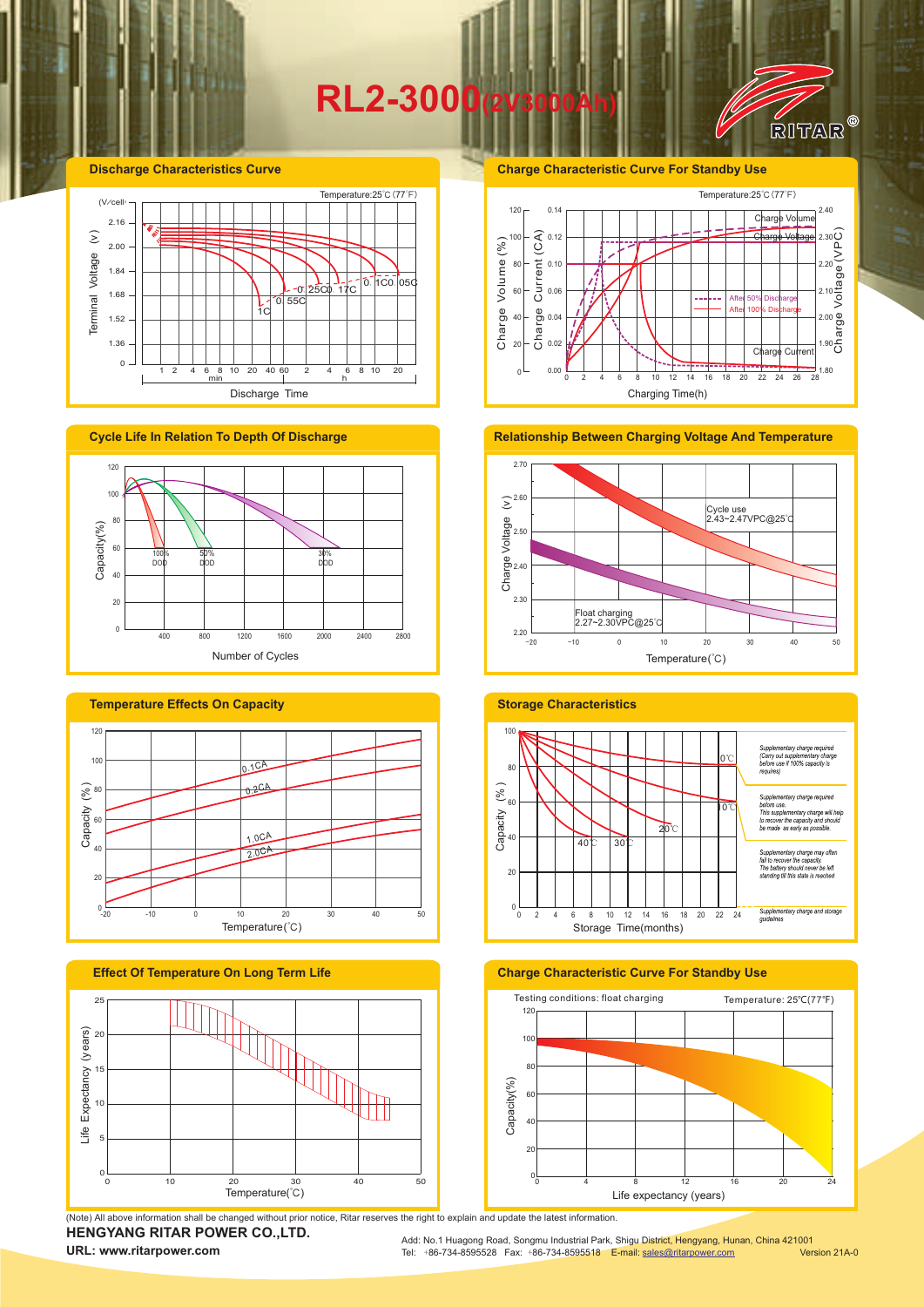# RL2-3000(2V3000Ah)

RITAR®

## Discharge Characteristics Curve

Temperature:25℃(77℉)

(V/cell)

Terminal Voltage (v)

2.16
2.00
1.84
1.68
1.52
1.36
0

1C
0.55C
0.25C
0.17C
0.1C
0.05C

1 2 4 6 8 10 20 40 60 2 4 6 8 10 20

min h

Discharge Time

## Charge Characteristic Curve For Standby Use

Temperature:25℃(77℉)

Charge Volume (%)
Charge Current (CA)
Charge Voltage (VPC)

120 100 80 60 40 20 0

0.14 0.12 0.10 0.06 0.04 0.02 0.00

2.40 2.30 2.20 2.10 2.00 1.90 1.80

Charge Volume
Charge Voltage
After 50% Discharge
After 100% Discharge
Charge Current

0 2 4 6 8 10 12 14 16 18 20 22 24 26 28

Charging Time(h)

## Cycle Life In Relation To Depth Of Discharge

Capacity(%)

120 100 80 60 40 20 0

100% DOD
50% DOD
30% DOD

400 800 1200 1600 2000 2400 2800

Number of Cycles

## Relationship Between Charging Voltage And Temperature

Charge Voltage (v)

2.70 2.60 2.50 2.40 2.30 2.20

Cycle use
2.43~2.47VPC@25℃

Float charging
2.27~2.30VPC@25℃

−20 −10 0 10 20 30 40 50

Temperature(℃)

## Temperature Effects On Capacity

Capacity (%)

120 100 80 60 40 20 0

0.1CA
0.2CA
1.0CA
2.0CA

-20 -10 0 10 20 30 40 50

Temperature(℃)

## Storage Characteristics

Capacity (%)

100 80 60 40 20 0

0℃
10℃
20℃
30℃
40℃

Supplementary charge required (Carry out supplementary charge before use if 100% capacity is requires)

Supplementary charge required before use. This supplementary charge will help to recover the capacity and should be made as early as possible.

Supplementary charge may often fail to recover the capacity. The battery should never be left standing till this state is reached

Supplementary charge and storage guidelines

0 2 4 6 8 10 12 14 16 18 20 22 24

Storage Time(months)

## Effect Of Temperature On Long Term Life

Life Expectancy (years)

25 20 15 10 5 0

0 10 20 30 40 50

Temperature(℃)

## Charge Characteristic Curve For Standby Use

Testing conditions: float charging

Temperature: 25℃(77℉)

Capacity(%)

120 100 80 60 40 20 0

0 4 8 12 16 20 24

Life expectancy (years)

(Note) All above information shall be changed without prior notice, Ritar reserves the right to explain and update the latest information.

**HENGYANG RITAR POWER CO.,LTD.**

**URL: www.ritarpower.com**

Add: No.1 Huagong Road, Songmu Industrial Park, Shigu District, Hengyang, Hunan, China 421001

Tel: +86-734-8595528 Fax: +86-734-8595518 E-mail: sales@ritarpower.com

Version 21A-0